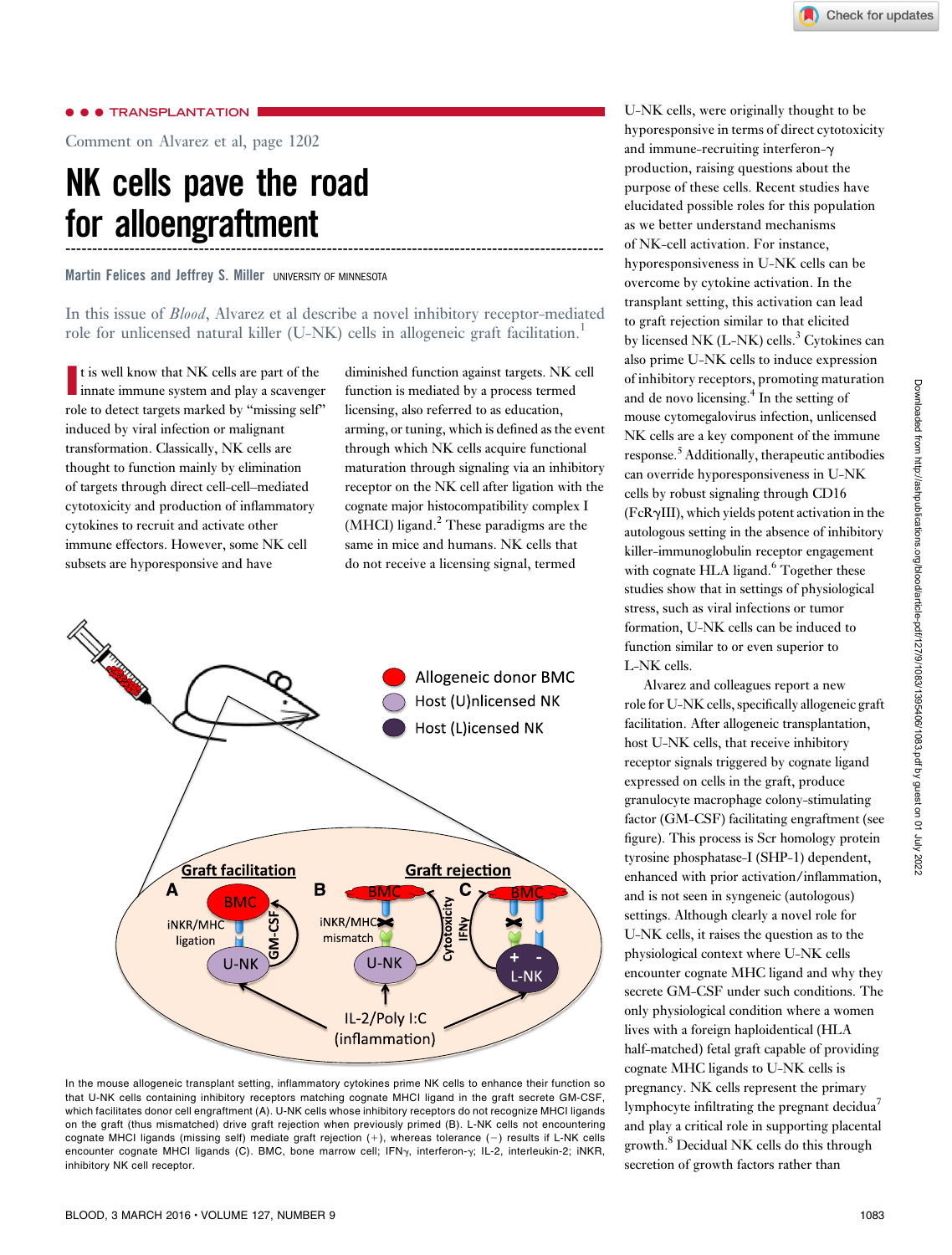TRANSPLANTATION

Comment on Alvarez et al, page 1202

# NK cells pave the road for alloengraftment

**Martin Felices and Jeffrey S. Miller** UNIVERSITY OF MINNESOTA

In this issue of *Blood*, Alvarez et al describe a novel inhibitory receptor-mediated role for unlicensed natural killer (U-NK) cells in allogeneic graft facilitation.[1]

It is well know that NK cells are part of the innate immune system and play a scavenger role to detect targets marked by "missing self" induced by viral infection or malignant transformation. Classically, NK cells are thought to function mainly by elimination of targets through direct cell-cell–mediated cytotoxicity and production of inflammatory cytokines to recruit and activate other immune effectors. However, some NK cell subsets are hyporesponsive and have diminished function against targets. NK cell function is mediated by a process termed licensing, also referred to as education, arming, or tuning, which is defined as the event through which NK cells acquire functional maturation through signaling via an inhibitory receptor on the NK cell after ligation with the cognate major histocompatibility complex I (MHCI) ligand.[2] These paradigms are the same in mice and humans. NK cells that do not receive a licensing signal, termed U-NK cells, were originally thought to be hyporesponsive in terms of direct cytotoxicity and immune-recruiting interferon-γ production, raising questions about the purpose of these cells. Recent studies have elucidated possible roles for this population as we better understand mechanisms of NK-cell activation. For instance, hyporesponsiveness in U-NK cells can be overcome by cytokine activation. In the transplant setting, this activation can lead to graft rejection similar to that elicited by licensed NK (L-NK) cells.[3] Cytokines can also prime U-NK cells to induce expression of inhibitory receptors, promoting maturation and de novo licensing.[4] In the setting of mouse cytomegalovirus infection, unlicensed NK cells are a key component of the immune response.[5] Additionally, therapeutic antibodies can override hyporesponsiveness in U-NK cells by robust signaling through CD16 (FcγRIII), which yields potent activation in the autologous setting in the absence of inhibitory killer-immunoglobulin receptor engagement with cognate HLA ligand.[6] Together these studies show that in settings of physiological stress, such as viral infections or tumor formation, U-NK cells can be induced to function similar to or even superior to L-NK cells.

In the mouse allogeneic transplant setting, inflammatory cytokines prime NK cells to enhance their function so that U-NK cells containing inhibitory receptors matching cognate MHCI ligand in the graft secrete GM-CSF, which facilitates donor cell engraftment (A). U-NK cells whose inhibitory receptors do not recognize MHCI ligands on the graft (thus mismatched) drive graft rejection when previously primed (B). L-NK cells not encountering cognate MHCI ligands (missing self) mediate graft rejection (+), whereas tolerance (−) results if L-NK cells encounter cognate MHCI ligands (C). BMC, bone marrow cell; IFNγ, interferon-γ; IL-2, interleukin-2; iNKR, inhibitory NK cell receptor.

Alvarez and colleagues report a new role for U-NK cells, specifically allogeneic graft facilitation. After allogeneic transplantation, host U-NK cells, that receive inhibitory receptor signals triggered by cognate ligand expressed on cells in the graft, produce granulocyte macrophage colony-stimulating factor (GM-CSF) facilitating engraftment (see figure). This process is Scr homology protein tyrosine phosphatase-I (SHP-1) dependent, enhanced with prior activation/inflammation, and is not seen in syngeneic (autologous) settings. Although clearly a novel role for U-NK cells, it raises the question as to the physiological context where U-NK cells encounter cognate MHC ligand and why they secrete GM-CSF under such conditions. The only physiological condition where a women lives with a foreign haploidentical (HLA half-matched) fetal graft capable of providing cognate MHC ligands to U-NK cells is pregnancy. NK cells represent the primary lymphocyte infiltrating the pregnant decidua[7] and play a critical role in supporting placental growth.[8] Decidual NK cells do this through secretion of growth factors rather than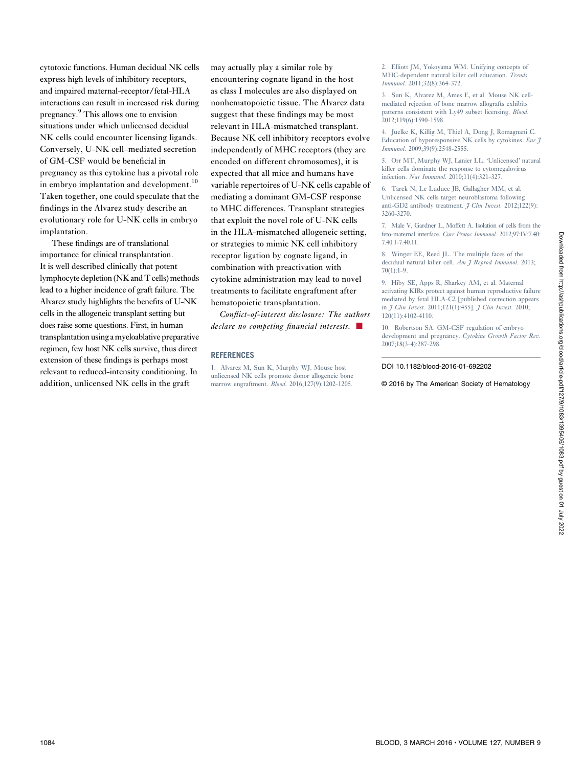cytotoxic functions. Human decidual NK cells express high levels of inhibitory receptors, and impaired maternal-receptor/fetal-HLA interactions can result in increased risk during pregnancy.[9] This allows one to envision situations under which unlicensed decidual NK cells could encounter licensing ligands. Conversely, U-NK cell–mediated secretion of GM-CSF would be beneficial in pregnancy as this cytokine has a pivotal role in embryo implantation and development.[10] Taken together, one could speculate that the findings in the Alvarez study describe an evolutionary role for U-NK cells in embryo implantation.

These findings are of translational importance for clinical transplantation. It is well described clinically that potent lymphocyte depletion (NK and T cells) methods lead to a higher incidence of graft failure. The Alvarez study highlights the benefits of U-NK cells in the allogeneic transplant setting but does raise some questions. First, in human transplantation using a myeloablative preparative regimen, few host NK cells survive, thus direct extension of these findings is perhaps most relevant to reduced-intensity conditioning. In addition, unlicensed NK cells in the graft may actually play a similar role by encountering cognate ligand in the host as class I molecules are also displayed on nonhematopoietic tissue. The Alvarez data suggest that these findings may be most relevant in HLA-mismatched transplant. Because NK cell inhibitory receptors evolve independently of MHC receptors (they are encoded on different chromosomes), it is expected that all mice and humans have variable repertoires of U-NK cells capable of mediating a dominant GM-CSF response to MHC differences. Transplant strategies that exploit the novel role of U-NK cells in the HLA-mismatched allogeneic setting, or strategies to mimic NK cell inhibitory receptor ligation by cognate ligand, in combination with preactivation with cytokine administration may lead to novel treatments to facilitate engraftment after hematopoietic transplantation.

*Conflict-of-interest disclosure: The authors declare no competing financial interests.* ■

## REFERENCES

1. Alvarez M, Sun K, Murphy WJ. Mouse host unlicensed NK cells promote donor allogeneic bone marrow engraftment. *Blood.* 2016;127(9):1202-1205.

2. Elliott JM, Yokoyama WM. Unifying concepts of MHC-dependent natural killer cell education. *Trends Immunol.* 2011;32(8):364-372.

3. Sun K, Alvarez M, Ames E, et al. Mouse NK cell-mediated rejection of bone marrow allografts exhibits patterns consistent with Ly49 subset licensing. *Blood.* 2012;119(6):1590-1598.

4. Juelke K, Killig M, Thiel A, Dong J, Romagnani C. Education of hyporesponsive NK cells by cytokines. *Eur J Immunol.* 2009;39(9):2548-2555.

5. Orr MT, Murphy WJ, Lanier LL. 'Unlicensed' natural killer cells dominate the response to cytomegalovirus infection. *Nat Immunol.* 2010;11(4):321-327.

6. Tarek N, Le Luduec JB, Gallagher MM, et al. Unlicensed NK cells target neuroblastoma following anti-GD2 antibody treatment. *J Clin Invest.* 2012;122(9):3260-3270.

7. Male V, Gardner L, Moffett A. Isolation of cells from the feto-maternal interface. *Curr Protoc Immunol.* 2012;97:IV:7.40:7.40.1-7.40.11.

8. Winger EE, Reed JL. The multiple faces of the decidual natural killer cell. *Am J Reprod Immunol.* 2013;70(1):1-9.

9. Hiby SE, Apps R, Sharkey AM, et al. Maternal activating KIRs protect against human reproductive failure mediated by fetal HLA-C2 [published correction appears in *J Clin Invest*. 2011;121(1):455]. *J Clin Invest.* 2010;120(11):4102-4110.

10. Robertson SA. GM-CSF regulation of embryo development and pregnancy. *Cytokine Growth Factor Rev.* 2007;18(3-4):287-298.

DOI 10.1182/blood-2016-01-692202

© 2016 by The American Society of Hematology